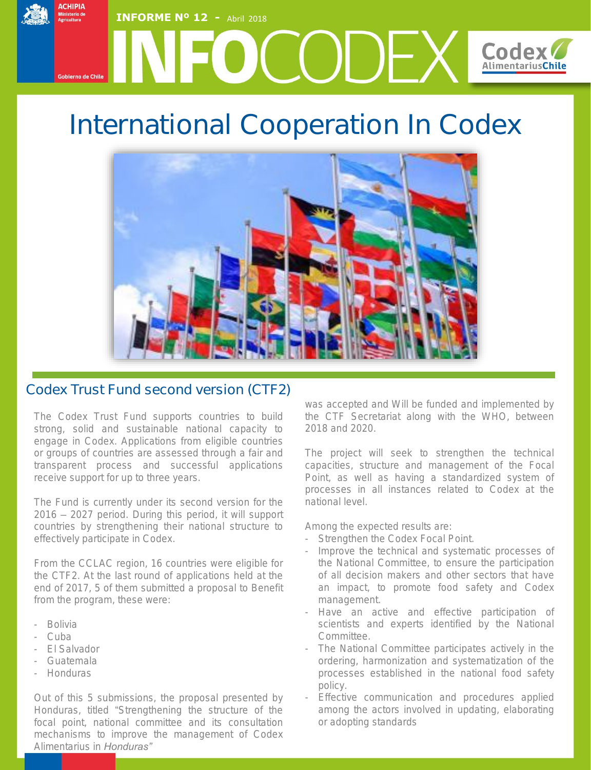INFORME Nº 12 - Abril 2018

# INFOCODEX

# International Cooperation In Codex

## Codex Trust Fund second version (CTF2)

The Codex Trust Fund supports countries to build strong, solid and sustainable national capacity to engage in Codex. Applications from eligible countries or groups of countries are assessed through a fair and transparent process and successful applications receive support for up to three years.

The Fund is currently under its second version for the 2016 – 2027 period. During this period, it will support countries by strengthening their national structure to effectively participate in Codex.

From the CCLAC region, 16 countries were eligible for the CTF2. At the last round of applications held at the end of 2017, 5 of them submitted a proposal to Benefit from the program, these were:

- Bolivia
- Cuba
- El Salvador
- Guatemala
- Honduras

Out of this 5 submissions, the proposal presented by Honduras, titled "Strengthening the structure of the focal point, national committee and its consultation mechanisms to improve the management of Codex Alimentarius in *Honduras"* was accepted and Will be funded and implemented by the CTF Secretariat along with the WHO, between 2018 and 2020.

The project will seek to strengthen the technical capacities, structure and management of the Focal Point, as well as having a standardized system of processes in all instances related to Codex at the national level.

Among the expected results are:

- Strengthen the Codex Focal Point.
- Improve the technical and systematic processes of the National Committee, to ensure the participation of all decision makers and other sectors that have an impact, to promote food safety and Codex management.
- Have an active and effective participation of scientists and experts identified by the National Committee.
- The National Committee participates actively in the ordering, harmonization and systematization of the processes established in the national food safety policy.
- Effective communication and procedures applied among the actors involved in updating, elaborating or adopting standards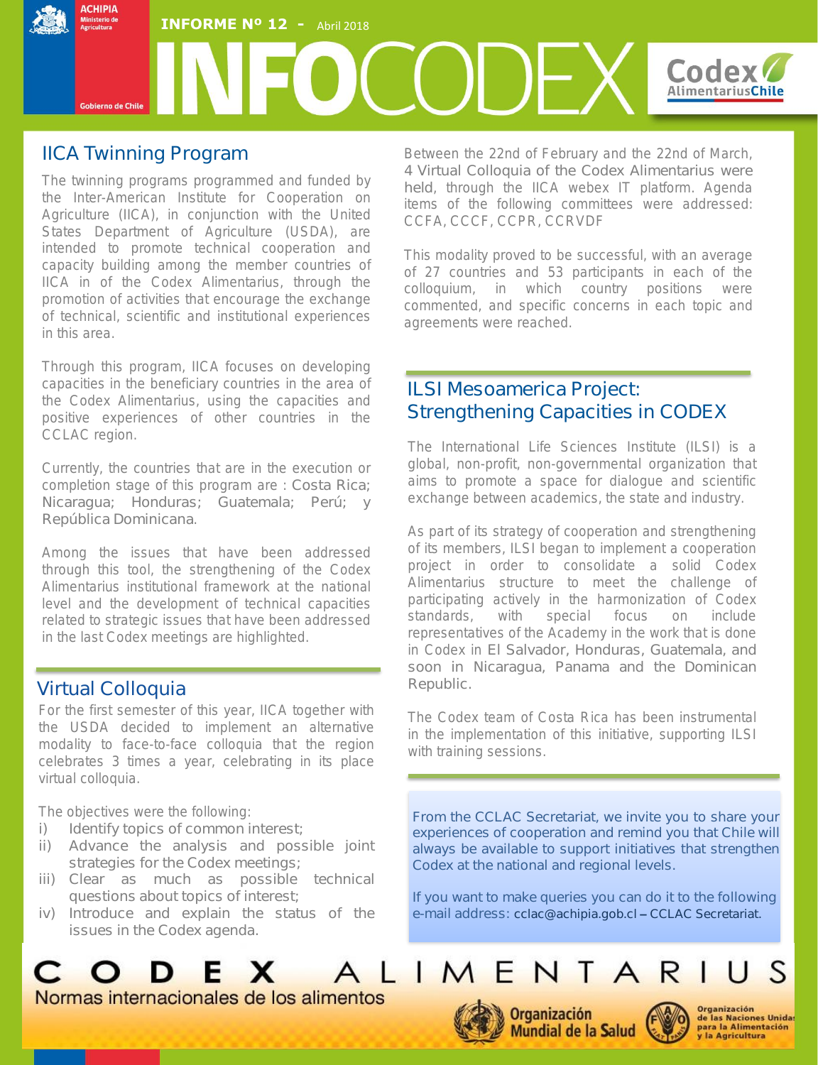## IICA Twinning Program

The twinning programs programmed and funded by the Inter-American Institute for Cooperation on Agriculture (IICA), in conjunction with the United States Department of Agriculture (USDA), are intended to promote technical cooperation and capacity building among the member countries of IICA in of the Codex Alimentarius, through the promotion of activities that encourage the exchange of technical, scientific and institutional experiences in this area.

Through this program, IICA focuses on developing capacities in the beneficiary countries in the area of the Codex Alimentarius, using the capacities and positive experiences of other countries in the CCLAC region.

Currently, the countries that are in the execution or completion stage of this program are : Costa Rica; Nicaragua; Honduras; Guatemala; Perú; y República Dominicana.

Among the issues that have been addressed through this tool, the strengthening of the Codex Alimentarius institutional framework at the national level and the development of technical capacities related to strategic issues that have been addressed in the last Codex meetings are highlighted.

## Virtual Colloquia

For the first semester of this year, IICA together with the USDA decided to implement an alternative modality to face-to-face colloquia that the region celebrates 3 times a year, celebrating in its place virtual colloquia.

The objectives were the following:

i) Identify topics of common interest;
ii) Advance the analysis and possible joint strategies for the Codex meetings;
iii) Clear as much as possible technical questions about topics of interest;
iv) Introduce and explain the status of the issues in the Codex agenda.

Between the 22nd of February and the 22nd of March, 4 Virtual Colloquia of the Codex Alimentarius were held, through the IICA webex IT platform. Agenda items of the following committees were addressed: CCFA, CCCF, CCPR, CCRVDF

This modality proved to be successful, with an average of 27 countries and 53 participants in each of the colloquium, in which country positions were commented, and specific concerns in each topic and agreements were reached.

## ILSI Mesoamerica Project: Strengthening Capacities in CODEX

The International Life Sciences Institute (ILSI) is a global, non-profit, non-governmental organization that aims to promote a space for dialogue and scientific exchange between academics, the state and industry.

As part of its strategy of cooperation and strengthening of its members, ILSI began to implement a cooperation project in order to consolidate a solid Codex Alimentarius structure to meet the challenge of participating actively in the harmonization of Codex standards, with special focus on include representatives of the Academy in the work that is done in Codex in El Salvador, Honduras, Guatemala, and soon in Nicaragua, Panama and the Dominican Republic.

The Codex team of Costa Rica has been instrumental in the implementation of this initiative, supporting ILSI with training sessions.

From the CCLAC Secretariat, we invite you to share your experiences of cooperation and remind you that Chile will always be available to support initiatives that strengthen Codex at the national and regional levels.

If you want to make queries you can do it to the following e-mail address: cclac@achipia.gob.cl – CCLAC Secretariat.